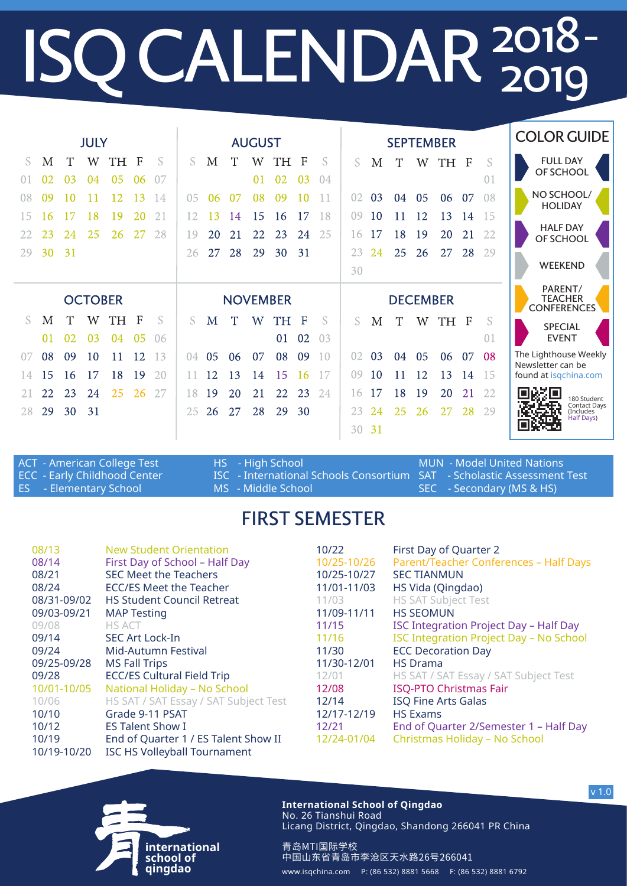# ISQ CALENDAR 2018-2019

## JULY

| S | M | T | W | TH | F | S |
|---|---|---|---|---|---|---|
| 01 | 02 | 03 | 04 | 05 | 06 | 07 |
| 08 | 09 | 10 | 11 | 12 | 13 | 14 |
| 15 | 16 | 17 | 18 | 19 | 20 | 21 |
| 22 | 23 | 24 | 25 | 26 | 27 | 28 |
| 29 | 30 | 31 | | | | |

## AUGUST

| S | M | T | W | TH | F | S |
|---|---|---|---|---|---|---|
| | | | 01 | 02 | 03 | 04 |
| 05 | 06 | 07 | 08 | 09 | 10 | 11 |
| 12 | 13 | 14 | 15 | 16 | 17 | 18 |
| 19 | 20 | 21 | 22 | 23 | 24 | 25 |
| 26 | 27 | 28 | 29 | 30 | 31 | |

## SEPTEMBER

| S | M | T | W | TH | F | S |
|---|---|---|---|---|---|---|
| | | | | | | 01 |
| 02 | 03 | 04 | 05 | 06 | 07 | 08 |
| 09 | 10 | 11 | 12 | 13 | 14 | 15 |
| 16 | 17 | 18 | 19 | 20 | 21 | 22 |
| 23 | 24 | 25 | 26 | 27 | 28 | 29 |
| 30 | | | | | | |

## OCTOBER

| S | M | T | W | TH | F | S |
|---|---|---|---|---|---|---|
| | 01 | 02 | 03 | 04 | 05 | 06 |
| 07 | 08 | 09 | 10 | 11 | 12 | 13 |
| 14 | 15 | 16 | 17 | 18 | 19 | 20 |
| 21 | 22 | 23 | 24 | 25 | 26 | 27 |
| 28 | 29 | 30 | 31 | | | |

## NOVEMBER

| S | M | T | W | TH | F | S |
|---|---|---|---|---|---|---|
| | | | | 01 | 02 | 03 |
| 04 | 05 | 06 | 07 | 08 | 09 | 10 |
| 11 | 12 | 13 | 14 | 15 | 16 | 17 |
| 18 | 19 | 20 | 21 | 22 | 23 | 24 |
| 25 | 26 | 27 | 28 | 29 | 30 | |

## DECEMBER

| S | M | T | W | TH | F | S |
|---|---|---|---|---|---|---|
| | | | | | | 01 |
| 02 | 03 | 04 | 05 | 06 | 07 | 08 |
| 09 | 10 | 11 | 12 | 13 | 14 | 15 |
| 16 | 17 | 18 | 19 | 20 | 21 | 22 |
| 23 | 24 | 25 | 26 | 27 | 28 | 29 |
| 30 | 31 | | | | | |

## COLOR GUIDE

- FULL DAY OF SCHOOL
- NO SCHOOL/ HOLIDAY
- HALF DAY OF SCHOOL
- WEEKEND
- PARENT/ TEACHER CONFERENCES
- SPECIAL EVENT

The Lighthouse Weekly Newsletter can be found at isqchina.com

180 Student Contact Days (Includes Half Days)

ACT - American College Test
ECC - Early Childhood Center
ES - Elementary School
HS - High School
ISC - International Schools Consortium
MS - Middle School
MUN - Model United Nations
SAT - Scholastic Assessment Test
SEC - Secondary (MS & HS)

## FIRST SEMESTER

| Date | Event |
|---|---|
| 08/13 | New Student Orientation |
| 08/14 | First Day of School – Half Day |
| 08/21 | SEC Meet the Teachers |
| 08/24 | ECC/ES Meet the Teacher |
| 08/31-09/02 | HS Student Council Retreat |
| 09/03-09/21 | MAP Testing |
| 09/08 | HS ACT |
| 09/14 | SEC Art Lock-In |
| 09/24 | Mid-Autumn Festival |
| 09/25-09/28 | MS Fall Trips |
| 09/28 | ECC/ES Cultural Field Trip |
| 10/01-10/05 | National Holiday – No School |
| 10/06 | HS SAT / SAT Essay / SAT Subject Test |
| 10/10 | Grade 9-11 PSAT |
| 10/12 | ES Talent Show I |
| 10/19 | End of Quarter 1 / ES Talent Show II |
| 10/19-10/20 | ISC HS Volleyball Tournament |
| 10/22 | First Day of Quarter 2 |
| 10/25-10/26 | Parent/Teacher Conferences – Half Days |
| 10/25-10/27 | SEC TIANMUN |
| 11/01-11/03 | HS Vida (Qingdao) |
| 11/03 | HS SAT Subject Test |
| 11/09-11/11 | HS SEOMUN |
| 11/15 | ISC Integration Project Day – Half Day |
| 11/16 | ISC Integration Project Day – No School |
| 11/30 | ECC Decoration Day |
| 11/30-12/01 | HS Drama |
| 12/01 | HS SAT / SAT Essay / SAT Subject Test |
| 12/08 | ISQ-PTO Christmas Fair |
| 12/14 | ISQ Fine Arts Galas |
| 12/17-12/19 | HS Exams |
| 12/21 | End of Quarter 2/Semester 1 – Half Day |
| 12/24-01/04 | Christmas Holiday – No School |

v 1.0

international school of qingdao

**International School of Qingdao**
No. 26 Tianshui Road
Licang District, Qingdao, Shandong 266041 PR China

青岛MTI国际学校
中国山东省青岛市李沧区天水路26号266041

www.isqchina.com P: (86 532) 8881 5668 F: (86 532) 8881 6792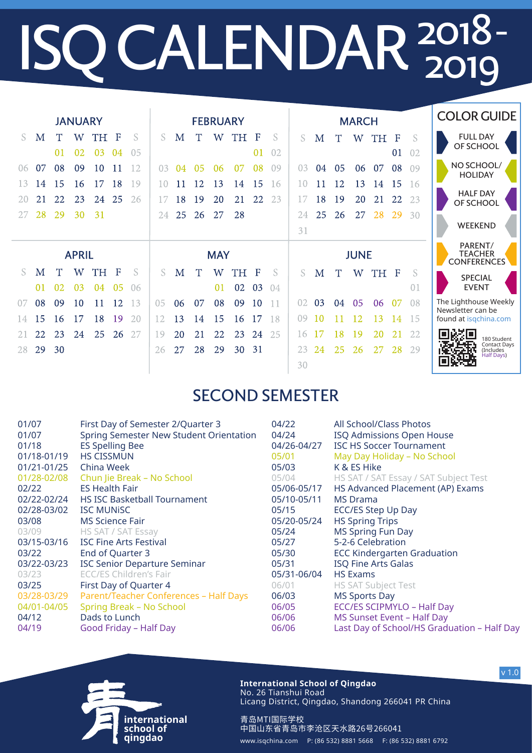# ISQ CALENDAR 2018-2019

## JANUARY

| S | M | T | W | TH | F | S |
|---|---|---|---|---|---|---|
| | | 01 | 02 | 03 | 04 | 05 |
| 06 | 07 | 08 | 09 | 10 | 11 | 12 |
| 13 | 14 | 15 | 16 | 17 | 18 | 19 |
| 20 | 21 | 22 | 23 | 24 | 25 | 26 |
| 27 | 28 | 29 | 30 | 31 | | |

## FEBRUARY

| S | M | T | W | TH | F | S |
|---|---|---|---|---|---|---|
| | | | | | 01 | 02 |
| 03 | 04 | 05 | 06 | 07 | 08 | 09 |
| 10 | 11 | 12 | 13 | 14 | 15 | 16 |
| 17 | 18 | 19 | 20 | 21 | 22 | 23 |
| 24 | 25 | 26 | 27 | 28 | | |

## MARCH

| S | M | T | W | TH | F | S |
|---|---|---|---|---|---|---|
| | | | | | 01 | 02 |
| 03 | 04 | 05 | 06 | 07 | 08 | 09 |
| 10 | 11 | 12 | 13 | 14 | 15 | 16 |
| 17 | 18 | 19 | 20 | 21 | 22 | 23 |
| 24 | 25 | 26 | 27 | 28 | 29 | 30 |
| 31 | | | | | | |

## APRIL

| S | M | T | W | TH | F | S |
|---|---|---|---|---|---|---|
| | 01 | 02 | 03 | 04 | 05 | 06 |
| 07 | 08 | 09 | 10 | 11 | 12 | 13 |
| 14 | 15 | 16 | 17 | 18 | 19 | 20 |
| 21 | 22 | 23 | 24 | 25 | 26 | 27 |
| 28 | 29 | 30 | | | | |

## MAY

| S | M | T | W | TH | F | S |
|---|---|---|---|---|---|---|
| | | | 01 | 02 | 03 | 04 |
| 05 | 06 | 07 | 08 | 09 | 10 | 11 |
| 12 | 13 | 14 | 15 | 16 | 17 | 18 |
| 19 | 20 | 21 | 22 | 23 | 24 | 25 |
| 26 | 27 | 28 | 29 | 30 | 31 | |

## JUNE

| S | M | T | W | TH | F | S |
|---|---|---|---|---|---|---|
| | | | | | | 01 |
| 02 | 03 | 04 | 05 | 06 | 07 | 08 |
| 09 | 10 | 11 | 12 | 13 | 14 | 15 |
| 16 | 17 | 18 | 19 | 20 | 21 | 22 |
| 23 | 24 | 25 | 26 | 27 | 28 | 29 |
| 30 | | | | | | |

## COLOR GUIDE

- FULL DAY OF SCHOOL
- NO SCHOOL/ HOLIDAY
- HALF DAY OF SCHOOL
- WEEKEND
- PARENT/ TEACHER CONFERENCES
- SPECIAL EVENT

The Lighthouse Weekly Newsletter can be found at isqchina.com

180 Student Contact Days (Includes Half Days)

## SECOND SEMESTER

| | |
|---|---|
| 01/07 | First Day of Semester 2/Quarter 3 |
| 01/07 | Spring Semester New Student Orientation |
| 01/18 | ES Spelling Bee |
| 01/18-01/19 | HS CISSMUN |
| 01/21-01/25 | China Week |
| 01/28-02/08 | Chun Jie Break – No School |
| 02/22 | ES Health Fair |
| 02/22-02/24 | HS ISC Basketball Tournament |
| 02/28-03/02 | ISC MUNiSC |
| 03/08 | MS Science Fair |
| 03/09 | HS SAT / SAT Essay |
| 03/15-03/16 | ISC Fine Arts Festival |
| 03/22 | End of Quarter 3 |
| 03/22-03/23 | ISC Senior Departure Seminar |
| 03/23 | ECC/ES Children's Fair |
| 03/25 | First Day of Quarter 4 |
| 03/28-03/29 | Parent/Teacher Conferences – Half Days |
| 04/01-04/05 | Spring Break – No School |
| 04/12 | Dads to Lunch |
| 04/19 | Good Friday – Half Day |
| 04/22 | All School/Class Photos |
| 04/24 | ISQ Admissions Open House |
| 04/26-04/27 | ISC HS Soccer Tournament |
| 05/01 | May Day Holiday – No School |
| 05/03 | K & ES Hike |
| 05/04 | HS SAT / SAT Essay / SAT Subject Test |
| 05/06-05/17 | HS Advanced Placement (AP) Exams |
| 05/10-05/11 | MS Drama |
| 05/15 | ECC/ES Step Up Day |
| 05/20-05/24 | HS Spring Trips |
| 05/24 | MS Spring Fun Day |
| 05/27 | 5-2-6 Celebration |
| 05/30 | ECC Kindergarten Graduation |
| 05/31 | ISQ Fine Arts Galas |
| 05/31-06/04 | HS Exams |
| 06/01 | HS SAT Subject Test |
| 06/03 | MS Sports Day |
| 06/05 | ECC/ES SCIPMYLO – Half Day |
| 06/06 | MS Sunset Event – Half Day |
| 06/06 | Last Day of School/HS Graduation – Half Day |

v 1.0

international school of qingdao

**International School of Qingdao**
No. 26 Tianshui Road
Licang District, Qingdao, Shandong 266041 PR China

青岛MTI国际学校
中国山东省青岛市李沧区天水路26号266041

www.isqchina.com P: (86 532) 8881 5668 F: (86 532) 8881 6792